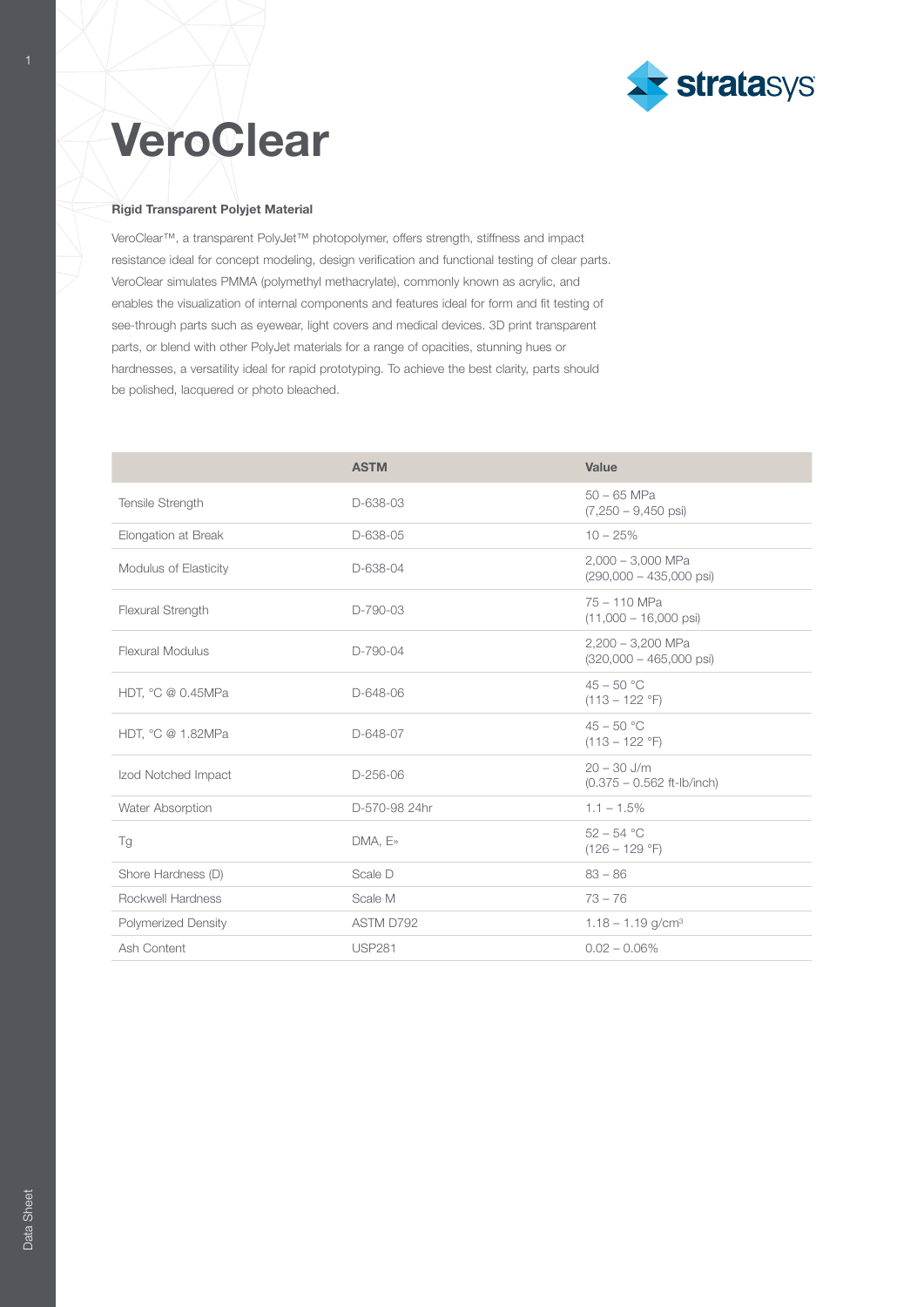# VeroClear

**Rigid Transparent Polyjet Material**

VeroClear™, a transparent PolyJet™ photopolymer, offers strength, stiffness and impact resistance ideal for concept modeling, design verification and functional testing of clear parts. VeroClear simulates PMMA (polymethyl methacrylate), commonly known as acrylic, and enables the visualization of internal components and features ideal for form and fit testing of see-through parts such as eyewear, light covers and medical devices. 3D print transparent parts, or blend with other PolyJet materials for a range of opacities, stunning hues or hardnesses, a versatility ideal for rapid prototyping. To achieve the best clarity, parts should be polished, lacquered or photo bleached.

| | ASTM | Value |
|---|---|---|
| Tensile Strength | D-638-03 | 50 – 65 MPa (7,250 – 9,450 psi) |
| Elongation at Break | D-638-05 | 10 – 25% |
| Modulus of Elasticity | D-638-04 | 2,000 – 3,000 MPa (290,000 – 435,000 psi) |
| Flexural Strength | D-790-03 | 75 – 110 MPa (11,000 – 16,000 psi) |
| Flexural Modulus | D-790-04 | 2,200 – 3,200 MPa (320,000 – 465,000 psi) |
| HDT, °C @ 0.45MPa | D-648-06 | 45 – 50 °C (113 – 122 °F) |
| HDT, °C @ 1.82MPa | D-648-07 | 45 – 50 °C (113 – 122 °F) |
| Izod Notched Impact | D-256-06 | 20 – 30 J/m (0.375 – 0.562 ft-lb/inch) |
| Water Absorption | D-570-98 24hr | 1.1 – 1.5% |
| Tg | DMA, E» | 52 – 54 °C (126 – 129 °F) |
| Shore Hardness (D) | Scale D | 83 – 86 |
| Rockwell Hardness | Scale M | 73 – 76 |
| Polymerized Density | ASTM D792 | 1.18 – 1.19 g/cm³ |
| Ash Content | USP281 | 0.02 – 0.06% |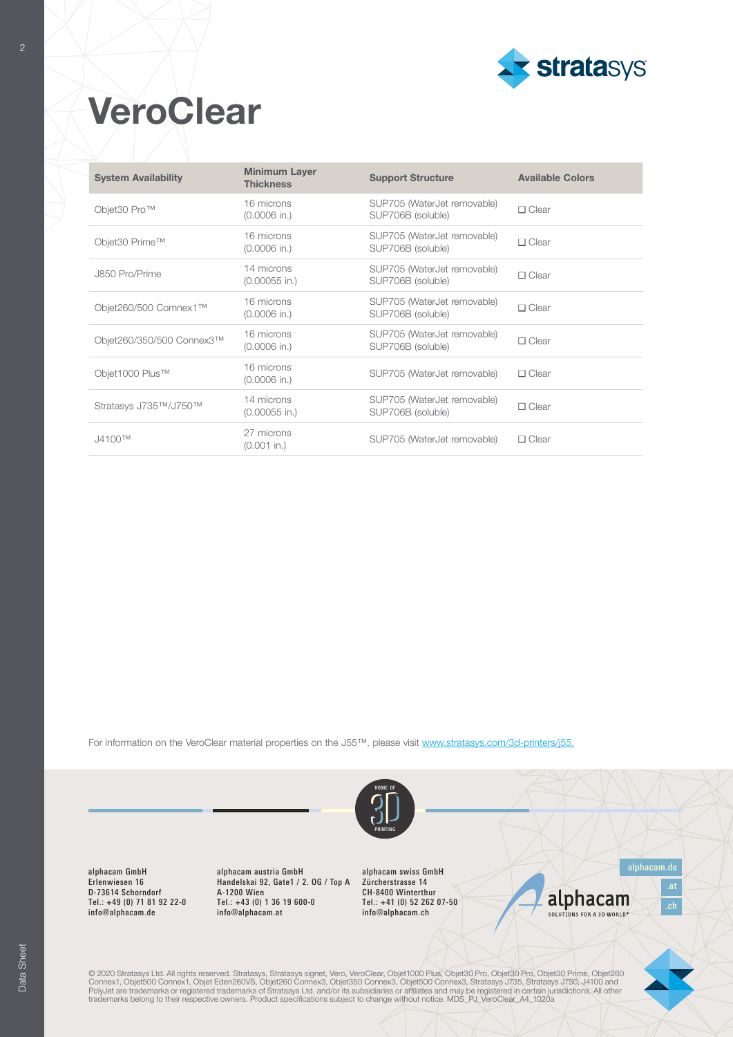# VeroClear

| System Availability | Minimum Layer Thickness | Support Structure | Available Colors |
|---|---|---|---|
| Objet30 Pro™ | 16 microns (0.0006 in.) | SUP705 (WaterJet removable) SUP706B (soluble) | ☐ Clear |
| Objet30 Prime™ | 16 microns (0.0006 in.) | SUP705 (WaterJet removable) SUP706B (soluble) | ☐ Clear |
| J850 Pro/Prime | 14 microns (0.00055 in.) | SUP705 (WaterJet removable) SUP706B (soluble) | ☐ Clear |
| Objet260/500 Connex1™ | 16 microns (0.0006 in.) | SUP705 (WaterJet removable) SUP706B (soluble) | ☐ Clear |
| Objet260/350/500 Connex3™ | 16 microns (0.0006 in.) | SUP705 (WaterJet removable) SUP706B (soluble) | ☐ Clear |
| Objet1000 Plus™ | 16 microns (0.0006 in.) | SUP705 (WaterJet removable) | ☐ Clear |
| Stratasys J735™/J750™ | 14 microns (0.00055 in.) | SUP705 (WaterJet removable) SUP706B (soluble) | ☐ Clear |
| J4100™ | 27 microns (0.001 in.) | SUP705 (WaterJet removable) | ☐ Clear |

For information on the VeroClear material properties on the J55™, please visit www.stratasys.com/3d-printers/j55.

HOME OF 3D PRINTING

alphacam GmbH
Erlenwiesen 16
D-73614 Schorndorf
Tel.: +49 (0) 71 81 92 22-0
info@alphacam.de

alphacam austria GmbH
Handelskai 92, Gate1 / 2. OG / Top A
A-1200 Wien
Tel.: +43 (0) 1 36 19 600-0
info@alphacam.at

alphacam swiss GmbH
Zürcherstrasse 14
CH-8400 Winterthur
Tel.: +41 (0) 52 262 07-50
info@alphacam.ch

alphacam.de .at .ch

alphacam SOLUTIONS FOR A 3D WORLD®

© 2020 Stratasys Ltd. All rights reserved. Stratasys, Stratasys signet, Vero, VeroClear, Objet1000 Plus, Objet30 Pro, Objet30 Pro, Objet30 Prime, Objet260 Connex1, Objet500 Connex1, Objet Eden260VS, Objet260 Connex3, Objet350 Connex3, Objet500 Connex3, Stratasys J735, Stratasys J750, J4100 and PolyJet are trademarks or registered trademarks of Stratasys Ltd. and/or its subsidiaries or affiliates and may be registered in certain jurisdictions. All other trademarks belong to their respective owners. Product specifications subject to change without notice. MDS_PJ_VeroClear_A4_1020a